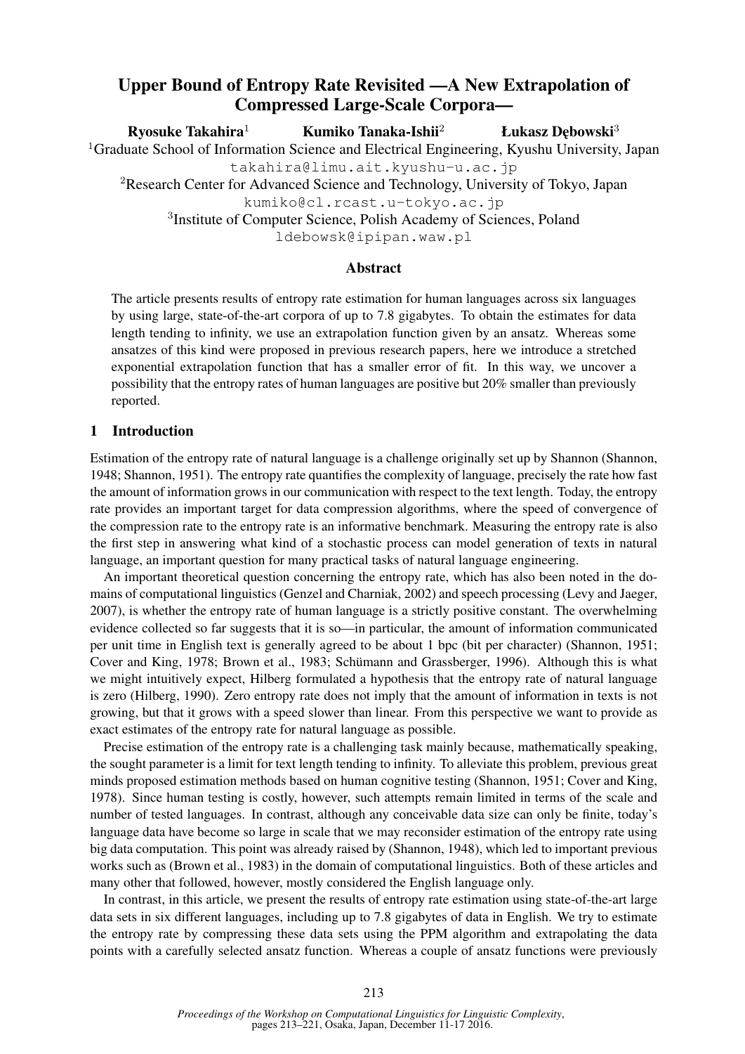# Upper Bound of Entropy Rate Revisited —A New Extrapolation of Compressed Large-Scale Corpora—

**Ryosuke Takahira**[1] **Kumiko Tanaka-Ishii**[2] **Łukasz Dębowski**[3]

[1]Graduate School of Information Science and Electrical Engineering, Kyushu University, Japan
takahira@limu.ait.kyushu-u.ac.jp

[2]Research Center for Advanced Science and Technology, University of Tokyo, Japan
kumiko@cl.rcast.u-tokyo.ac.jp

[3]Institute of Computer Science, Polish Academy of Sciences, Poland
ldebowsk@ipipan.waw.pl

## Abstract

The article presents results of entropy rate estimation for human languages across six languages by using large, state-of-the-art corpora of up to 7.8 gigabytes. To obtain the estimates for data length tending to infinity, we use an extrapolation function given by an ansatz. Whereas some ansatzes of this kind were proposed in previous research papers, here we introduce a stretched exponential extrapolation function that has a smaller error of fit. In this way, we uncover a possibility that the entropy rates of human languages are positive but 20% smaller than previously reported.

## 1 Introduction

Estimation of the entropy rate of natural language is a challenge originally set up by Shannon (Shannon, 1948; Shannon, 1951). The entropy rate quantifies the complexity of language, precisely the rate how fast the amount of information grows in our communication with respect to the text length. Today, the entropy rate provides an important target for data compression algorithms, where the speed of convergence of the compression rate to the entropy rate is an informative benchmark. Measuring the entropy rate is also the first step in answering what kind of a stochastic process can model generation of texts in natural language, an important question for many practical tasks of natural language engineering.

An important theoretical question concerning the entropy rate, which has also been noted in the domains of computational linguistics (Genzel and Charniak, 2002) and speech processing (Levy and Jaeger, 2007), is whether the entropy rate of human language is a strictly positive constant. The overwhelming evidence collected so far suggests that it is so—in particular, the amount of information communicated per unit time in English text is generally agreed to be about 1 bpc (bit per character) (Shannon, 1951; Cover and King, 1978; Brown et al., 1983; Schümann and Grassberger, 1996). Although this is what we might intuitively expect, Hilberg formulated a hypothesis that the entropy rate of natural language is zero (Hilberg, 1990). Zero entropy rate does not imply that the amount of information in texts is not growing, but that it grows with a speed slower than linear. From this perspective we want to provide as exact estimates of the entropy rate for natural language as possible.

Precise estimation of the entropy rate is a challenging task mainly because, mathematically speaking, the sought parameter is a limit for text length tending to infinity. To alleviate this problem, previous great minds proposed estimation methods based on human cognitive testing (Shannon, 1951; Cover and King, 1978). Since human testing is costly, however, such attempts remain limited in terms of the scale and number of tested languages. In contrast, although any conceivable data size can only be finite, today's language data have become so large in scale that we may reconsider estimation of the entropy rate using big data computation. This point was already raised by (Shannon, 1948), which led to important previous works such as (Brown et al., 1983) in the domain of computational linguistics. Both of these articles and many other that followed, however, mostly considered the English language only.

In contrast, in this article, we present the results of entropy rate estimation using state-of-the-art large data sets in six different languages, including up to 7.8 gigabytes of data in English. We try to estimate the entropy rate by compressing these data sets using the PPM algorithm and extrapolating the data points with a carefully selected ansatz function. Whereas a couple of ansatz functions were previously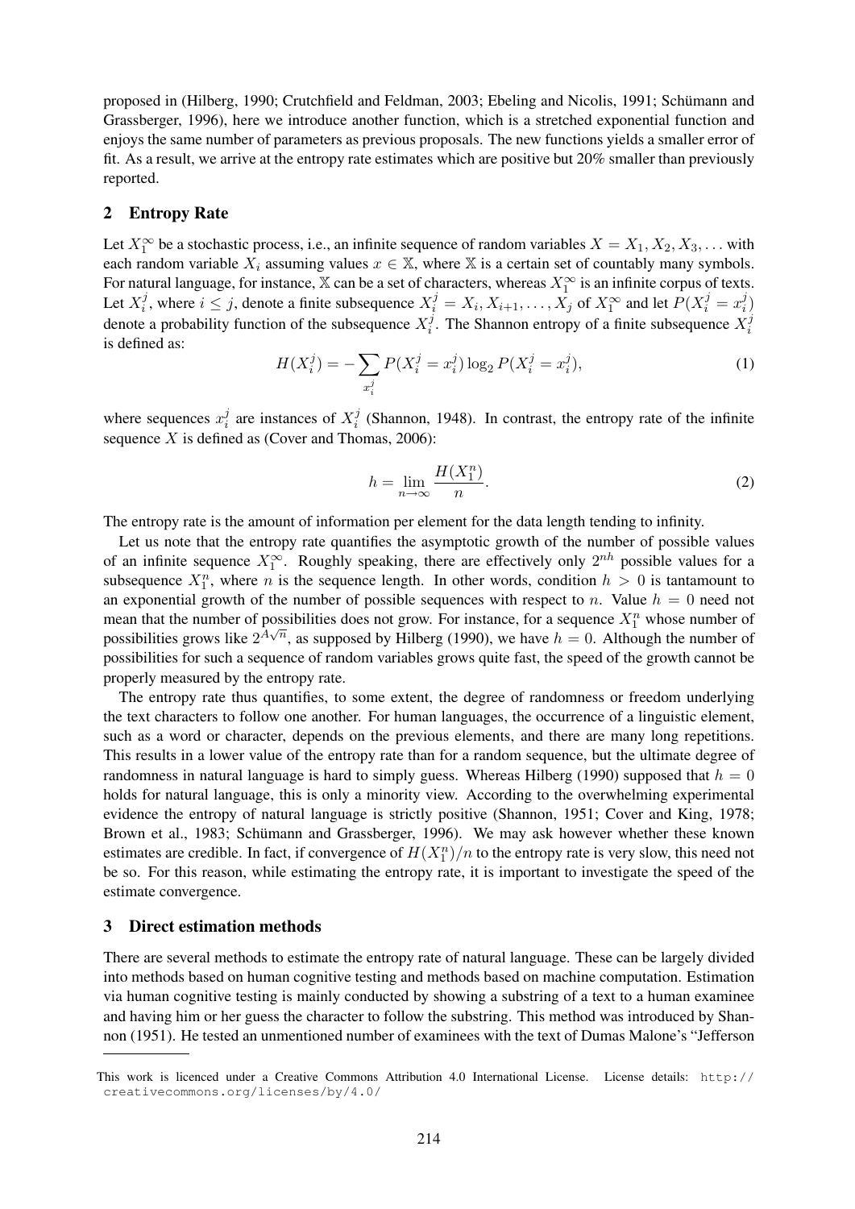proposed in (Hilberg, 1990; Crutchfield and Feldman, 2003; Ebeling and Nicolis, 1991; Schümann and Grassberger, 1996), here we introduce another function, which is a stretched exponential function and enjoys the same number of parameters as previous proposals. The new functions yields a smaller error of fit. As a result, we arrive at the entropy rate estimates which are positive but 20% smaller than previously reported.

## 2 Entropy Rate

Let $X_1^\infty$ be a stochastic process, i.e., an infinite sequence of random variables $X = X_1, X_2, X_3, \ldots$ with each random variable $X_i$ assuming values $x \in \mathbb{X}$, where $\mathbb{X}$ is a certain set of countably many symbols. For natural language, for instance, $\mathbb{X}$ can be a set of characters, whereas $X_1^\infty$ is an infinite corpus of texts. Let $X_i^j$, where $i \leq j$, denote a finite subsequence $X_i^j = X_i, X_{i+1}, \ldots, X_j$ of $X_1^\infty$ and let $P(X_i^j = x_i^j)$ denote a probability function of the subsequence $X_i^j$. The Shannon entropy of a finite subsequence $X_i^j$ is defined as:

$$H(X_i^j) = -\sum_{x_i^j} P(X_i^j = x_i^j) \log_2 P(X_i^j = x_i^j), \tag{1}$$

where sequences $x_i^j$ are instances of $X_i^j$ (Shannon, 1948). In contrast, the entropy rate of the infinite sequence $X$ is defined as (Cover and Thomas, 2006):

$$h = \lim_{n \to \infty} \frac{H(X_1^n)}{n}. \tag{2}$$

The entropy rate is the amount of information per element for the data length tending to infinity.

Let us note that the entropy rate quantifies the asymptotic growth of the number of possible values of an infinite sequence $X_1^\infty$. Roughly speaking, there are effectively only $2^{nh}$ possible values for a subsequence $X_1^n$, where $n$ is the sequence length. In other words, condition $h > 0$ is tantamount to an exponential growth of the number of possible sequences with respect to $n$. Value $h = 0$ need not mean that the number of possibilities does not grow. For instance, for a sequence $X_1^n$ whose number of possibilities grows like $2^{A\sqrt{n}}$, as supposed by Hilberg (1990), we have $h = 0$. Although the number of possibilities for such a sequence of random variables grows quite fast, the speed of the growth cannot be properly measured by the entropy rate.

The entropy rate thus quantifies, to some extent, the degree of randomness or freedom underlying the text characters to follow one another. For human languages, the occurrence of a linguistic element, such as a word or character, depends on the previous elements, and there are many long repetitions. This results in a lower value of the entropy rate than for a random sequence, but the ultimate degree of randomness in natural language is hard to simply guess. Whereas Hilberg (1990) supposed that $h = 0$ holds for natural language, this is only a minority view. According to the overwhelming experimental evidence the entropy of natural language is strictly positive (Shannon, 1951; Cover and King, 1978; Brown et al., 1983; Schümann and Grassberger, 1996). We may ask however whether these known estimates are credible. In fact, if convergence of $H(X_1^n)/n$ to the entropy rate is very slow, this need not be so. For this reason, while estimating the entropy rate, it is important to investigate the speed of the estimate convergence.

## 3 Direct estimation methods

There are several methods to estimate the entropy rate of natural language. These can be largely divided into methods based on human cognitive testing and methods based on machine computation. Estimation via human cognitive testing is mainly conducted by showing a substring of a text to a human examinee and having him or her guess the character to follow the substring. This method was introduced by Shannon (1951). He tested an unmentioned number of examinees with the text of Dumas Malone's "Jefferson

This work is licenced under a Creative Commons Attribution 4.0 International License. License details: http://creativecommons.org/licenses/by/4.0/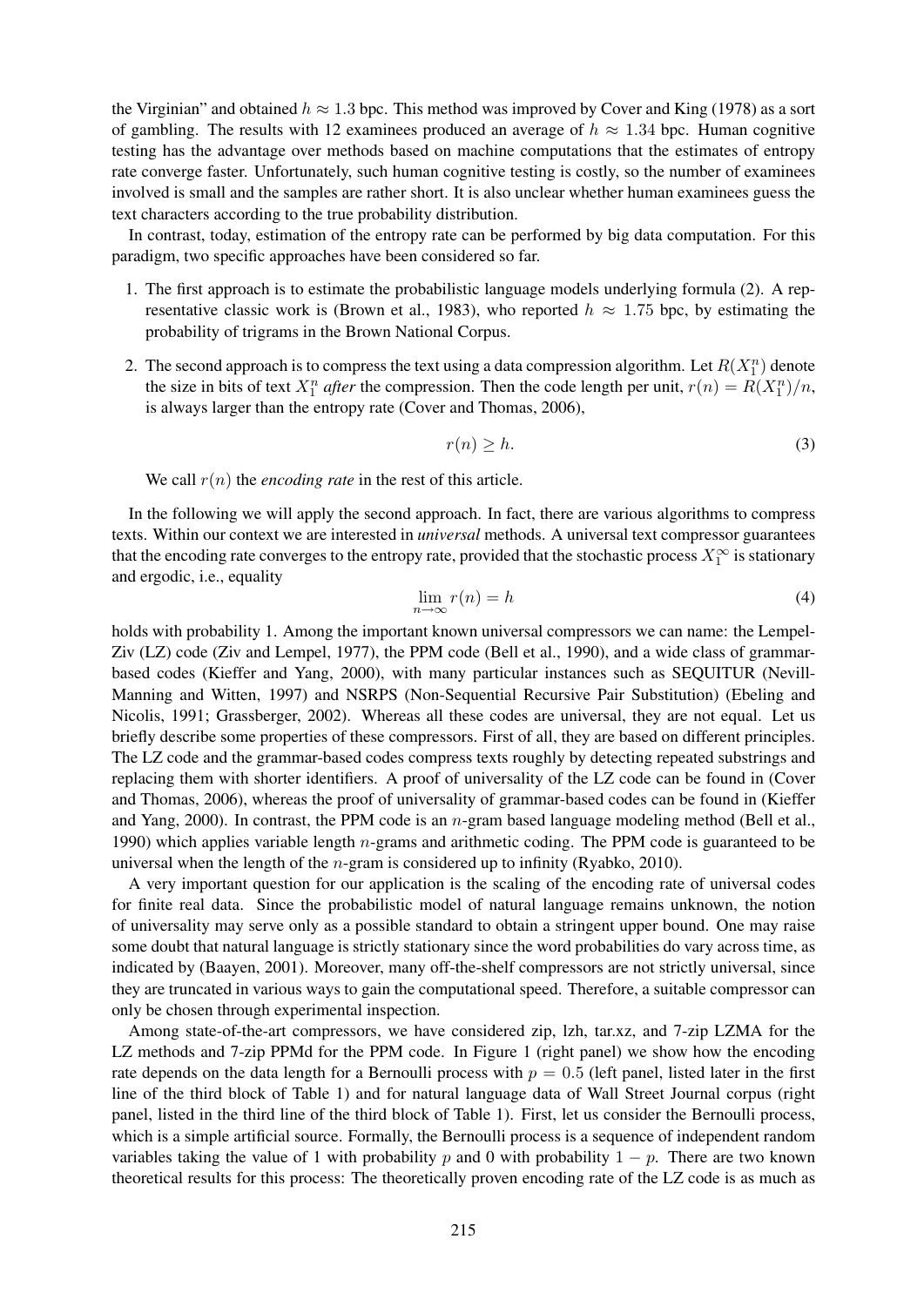the Virginian" and obtained $h \approx 1.3$ bpc. This method was improved by Cover and King (1978) as a sort of gambling. The results with 12 examinees produced an average of $h \approx 1.34$ bpc. Human cognitive testing has the advantage over methods based on machine computations that the estimates of entropy rate converge faster. Unfortunately, such human cognitive testing is costly, so the number of examinees involved is small and the samples are rather short. It is also unclear whether human examinees guess the text characters according to the true probability distribution.

In contrast, today, estimation of the entropy rate can be performed by big data computation. For this paradigm, two specific approaches have been considered so far.

1. The first approach is to estimate the probabilistic language models underlying formula (2). A representative classic work is (Brown et al., 1983), who reported $h \approx 1.75$ bpc, by estimating the probability of trigrams in the Brown National Corpus.

2. The second approach is to compress the text using a data compression algorithm. Let $R(X_1^n)$ denote the size in bits of text $X_1^n$ *after* the compression. Then the code length per unit, $r(n) = R(X_1^n)/n$, is always larger than the entropy rate (Cover and Thomas, 2006),

$$r(n) \geq h. \tag{3}$$

   We call $r(n)$ the *encoding rate* in the rest of this article.

In the following we will apply the second approach. In fact, there are various algorithms to compress texts. Within our context we are interested in *universal* methods. A universal text compressor guarantees that the encoding rate converges to the entropy rate, provided that the stochastic process $X_1^\infty$ is stationary and ergodic, i.e., equality

$$\lim_{n\to\infty} r(n) = h \tag{4}$$

holds with probability 1. Among the important known universal compressors we can name: the Lempel-Ziv (LZ) code (Ziv and Lempel, 1977), the PPM code (Bell et al., 1990), and a wide class of grammar-based codes (Kieffer and Yang, 2000), with many particular instances such as SEQUITUR (Nevill-Manning and Witten, 1997) and NSRPS (Non-Sequential Recursive Pair Substitution) (Ebeling and Nicolis, 1991; Grassberger, 2002). Whereas all these codes are universal, they are not equal. Let us briefly describe some properties of these compressors. First of all, they are based on different principles. The LZ code and the grammar-based codes compress texts roughly by detecting repeated substrings and replacing them with shorter identifiers. A proof of universality of the LZ code can be found in (Cover and Thomas, 2006), whereas the proof of universality of grammar-based codes can be found in (Kieffer and Yang, 2000). In contrast, the PPM code is an $n$-gram based language modeling method (Bell et al., 1990) which applies variable length $n$-grams and arithmetic coding. The PPM code is guaranteed to be universal when the length of the $n$-gram is considered up to infinity (Ryabko, 2010).

A very important question for our application is the scaling of the encoding rate of universal codes for finite real data. Since the probabilistic model of natural language remains unknown, the notion of universality may serve only as a possible standard to obtain a stringent upper bound. One may raise some doubt that natural language is strictly stationary since the word probabilities do vary across time, as indicated by (Baayen, 2001). Moreover, many off-the-shelf compressors are not strictly universal, since they are truncated in various ways to gain the computational speed. Therefore, a suitable compressor can only be chosen through experimental inspection.

Among state-of-the-art compressors, we have considered zip, lzh, tar.xz, and 7-zip LZMA for the LZ methods and 7-zip PPMd for the PPM code. In Figure 1 (right panel) we show how the encoding rate depends on the data length for a Bernoulli process with $p = 0.5$ (left panel, listed later in the first line of the third block of Table 1) and for natural language data of Wall Street Journal corpus (right panel, listed in the third line of the third block of Table 1). First, let us consider the Bernoulli process, which is a simple artificial source. Formally, the Bernoulli process is a sequence of independent random variables taking the value of 1 with probability $p$ and 0 with probability $1 - p$. There are two known theoretical results for this process: The theoretically proven encoding rate of the LZ code is as much as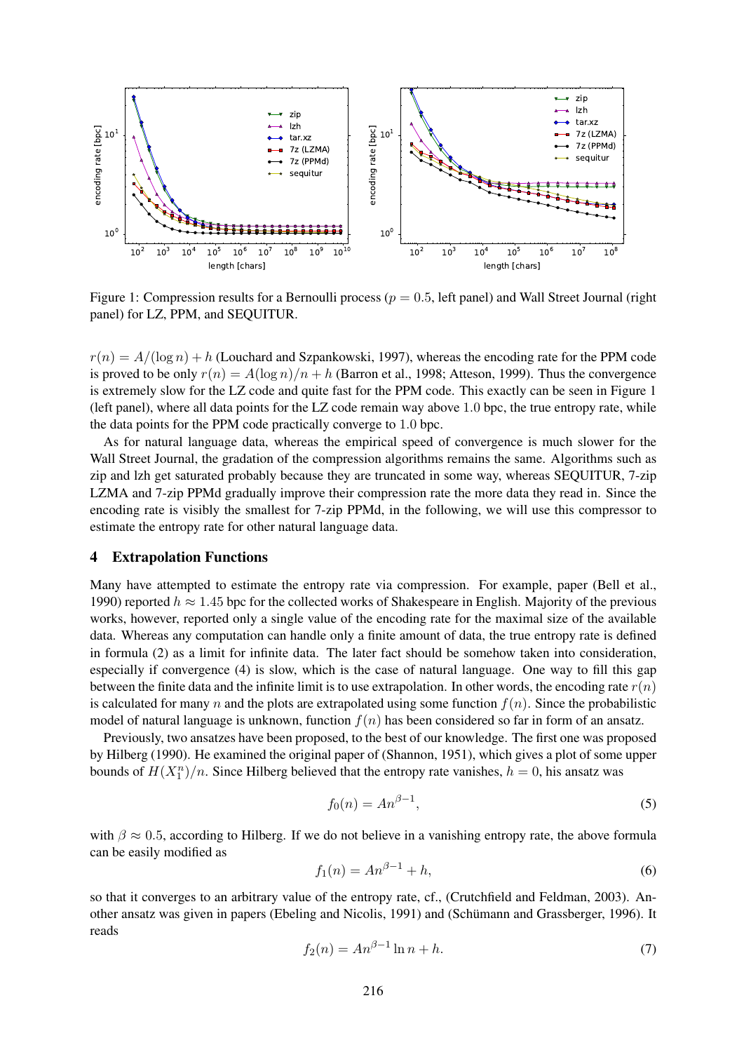encoding rate [bpc]

zip
lzh
tar.xz
7z (LZMA)
7z (PPMd)
sequitur

$10^1$
$10^0$

$10^2$ $10^3$ $10^4$ $10^5$ $10^6$ $10^7$ $10^8$ $10^9$ $10^{10}$

length [chars]

encoding rate [bpc]

zip
lzh
tar.xz
7z (LZMA)
7z (PPMd)
sequitur

$10^1$
$10^0$

$10^2$ $10^3$ $10^4$ $10^5$ $10^6$ $10^7$ $10^8$

length [chars]

Figure 1: Compression results for a Bernoulli process ($p = 0.5$, left panel) and Wall Street Journal (right panel) for LZ, PPM, and SEQUITUR.

$r(n) = A/(\log n) + h$ (Louchard and Szpankowski, 1997), whereas the encoding rate for the PPM code is proved to be only $r(n) = A(\log n)/n + h$ (Barron et al., 1998; Atteson, 1999). Thus the convergence is extremely slow for the LZ code and quite fast for the PPM code. This exactly can be seen in Figure 1 (left panel), where all data points for the LZ code remain way above 1.0 bpc, the true entropy rate, while the data points for the PPM code practically converge to 1.0 bpc.

As for natural language data, whereas the empirical speed of convergence is much slower for the Wall Street Journal, the gradation of the compression algorithms remains the same. Algorithms such as zip and lzh get saturated probably because they are truncated in some way, whereas SEQUITUR, 7-zip LZMA and 7-zip PPMd gradually improve their compression rate the more data they read in. Since the encoding rate is visibly the smallest for 7-zip PPMd, in the following, we will use this compressor to estimate the entropy rate for other natural language data.

## 4 Extrapolation Functions

Many have attempted to estimate the entropy rate via compression. For example, paper (Bell et al., 1990) reported $h \approx 1.45$ bpc for the collected works of Shakespeare in English. Majority of the previous works, however, reported only a single value of the encoding rate for the maximal size of the available data. Whereas any computation can handle only a finite amount of data, the true entropy rate is defined in formula (2) as a limit for infinite data. The later fact should be somehow taken into consideration, especially if convergence (4) is slow, which is the case of natural language. One way to fill this gap between the finite data and the infinite limit is to use extrapolation. In other words, the encoding rate $r(n)$ is calculated for many $n$ and the plots are extrapolated using some function $f(n)$. Since the probabilistic model of natural language is unknown, function $f(n)$ has been considered so far in form of an ansatz.

Previously, two ansatzes have been proposed, to the best of our knowledge. The first one was proposed by Hilberg (1990). He examined the original paper of (Shannon, 1951), which gives a plot of some upper bounds of $H(X_1^n)/n$. Since Hilberg believed that the entropy rate vanishes, $h = 0$, his ansatz was

$$f_0(n) = An^{\beta-1}, \tag{5}$$

with $\beta \approx 0.5$, according to Hilberg. If we do not believe in a vanishing entropy rate, the above formula can be easily modified as

$$f_1(n) = An^{\beta-1} + h, \tag{6}$$

so that it converges to an arbitrary value of the entropy rate, cf., (Crutchfield and Feldman, 2003). Another ansatz was given in papers (Ebeling and Nicolis, 1991) and (Schümann and Grassberger, 1996). It reads

$$f_2(n) = An^{\beta-1} \ln n + h. \tag{7}$$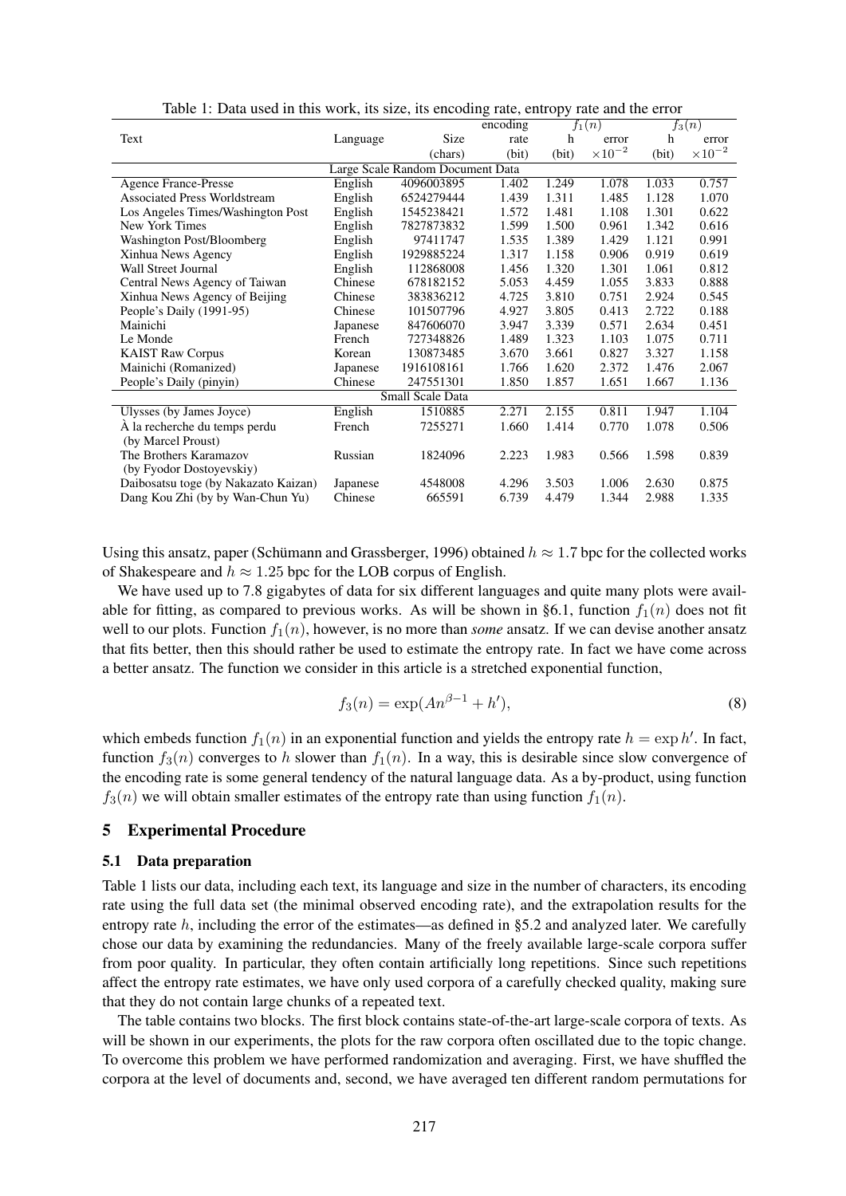Table 1: Data used in this work, its size, its encoding rate, entropy rate and the error

| Text | Language | Size | encoding rate | $f_1(n)$ h | $f_1(n)$ error | $f_3(n)$ h | $f_3(n)$ error |
|---|---|---|---|---|---|---|---|
| | | (chars) | (bit) | (bit) | $\times 10^{-2}$ | (bit) | $\times 10^{-2}$ |
| **Large Scale Random Document Data** | | | | | | | |
| Agence France-Presse | English | 4096003895 | 1.402 | 1.249 | 1.078 | 1.033 | 0.757 |
| Associated Press Worldstream | English | 6524279444 | 1.439 | 1.311 | 1.485 | 1.128 | 1.070 |
| Los Angeles Times/Washington Post | English | 1545238421 | 1.572 | 1.481 | 1.108 | 1.301 | 0.622 |
| New York Times | English | 7827873832 | 1.599 | 1.500 | 0.961 | 1.342 | 0.616 |
| Washington Post/Bloomberg | English | 97411747 | 1.535 | 1.389 | 1.429 | 1.121 | 0.991 |
| Xinhua News Agency | English | 1929885224 | 1.317 | 1.158 | 0.906 | 0.919 | 0.619 |
| Wall Street Journal | English | 112868008 | 1.456 | 1.320 | 1.301 | 1.061 | 0.812 |
| Central News Agency of Taiwan | Chinese | 678182152 | 5.053 | 4.459 | 1.055 | 3.833 | 0.888 |
| Xinhua News Agency of Beijing | Chinese | 383836212 | 4.725 | 3.810 | 0.751 | 2.924 | 0.545 |
| People's Daily (1991-95) | Chinese | 101507796 | 4.927 | 3.805 | 0.413 | 2.722 | 0.188 |
| Mainichi | Japanese | 847606070 | 3.947 | 3.339 | 0.571 | 2.634 | 0.451 |
| Le Monde | French | 727348826 | 1.489 | 1.323 | 1.103 | 1.075 | 0.711 |
| KAIST Raw Corpus | Korean | 130873485 | 3.670 | 3.661 | 0.827 | 3.327 | 1.158 |
| Mainichi (Romanized) | Japanese | 1916108161 | 1.766 | 1.620 | 2.372 | 1.476 | 2.067 |
| People's Daily (pinyin) | Chinese | 247551301 | 1.850 | 1.857 | 1.651 | 1.667 | 1.136 |
| **Small Scale Data** | | | | | | | |
| Ulysses (by James Joyce) | English | 1510885 | 2.271 | 2.155 | 0.811 | 1.947 | 1.104 |
| À la recherche du temps perdu (by Marcel Proust) | French | 7255271 | 1.660 | 1.414 | 0.770 | 1.078 | 0.506 |
| The Brothers Karamazov (by Fyodor Dostoyevskiy) | Russian | 1824096 | 2.223 | 1.983 | 0.566 | 1.598 | 0.839 |
| Daibosatsu toge (by Nakazato Kaizan) | Japanese | 4548008 | 4.296 | 3.503 | 1.006 | 2.630 | 0.875 |
| Dang Kou Zhi (by by Wan-Chun Yu) | Chinese | 665591 | 6.739 | 4.479 | 1.344 | 2.988 | 1.335 |

Using this ansatz, paper (Schümann and Grassberger, 1996) obtained $h \approx 1.7$ bpc for the collected works of Shakespeare and $h \approx 1.25$ bpc for the LOB corpus of English.

We have used up to 7.8 gigabytes of data for six different languages and quite many plots were available for fitting, as compared to previous works. As will be shown in §6.1, function $f_1(n)$ does not fit well to our plots. Function $f_1(n)$, however, is no more than *some* ansatz. If we can devise another ansatz that fits better, then this should rather be used to estimate the entropy rate. In fact we have come across a better ansatz. The function we consider in this article is a stretched exponential function,

$$f_3(n) = \exp(An^{\beta-1} + h'), \tag{8}$$

which embeds function $f_1(n)$ in an exponential function and yields the entropy rate $h = \exp h'$. In fact, function $f_3(n)$ converges to $h$ slower than $f_1(n)$. In a way, this is desirable since slow convergence of the encoding rate is some general tendency of the natural language data. As a by-product, using function $f_3(n)$ we will obtain smaller estimates of the entropy rate than using function $f_1(n)$.

## 5 Experimental Procedure

### 5.1 Data preparation

Table 1 lists our data, including each text, its language and size in the number of characters, its encoding rate using the full data set (the minimal observed encoding rate), and the extrapolation results for the entropy rate $h$, including the error of the estimates—as defined in §5.2 and analyzed later. We carefully chose our data by examining the redundancies. Many of the freely available large-scale corpora suffer from poor quality. In particular, they often contain artificially long repetitions. Since such repetitions affect the entropy rate estimates, we have only used corpora of a carefully checked quality, making sure that they do not contain large chunks of a repeated text.

The table contains two blocks. The first block contains state-of-the-art large-scale corpora of texts. As will be shown in our experiments, the plots for the raw corpora often oscillated due to the topic change. To overcome this problem we have performed randomization and averaging. First, we have shuffled the corpora at the level of documents and, second, we have averaged ten different random permutations for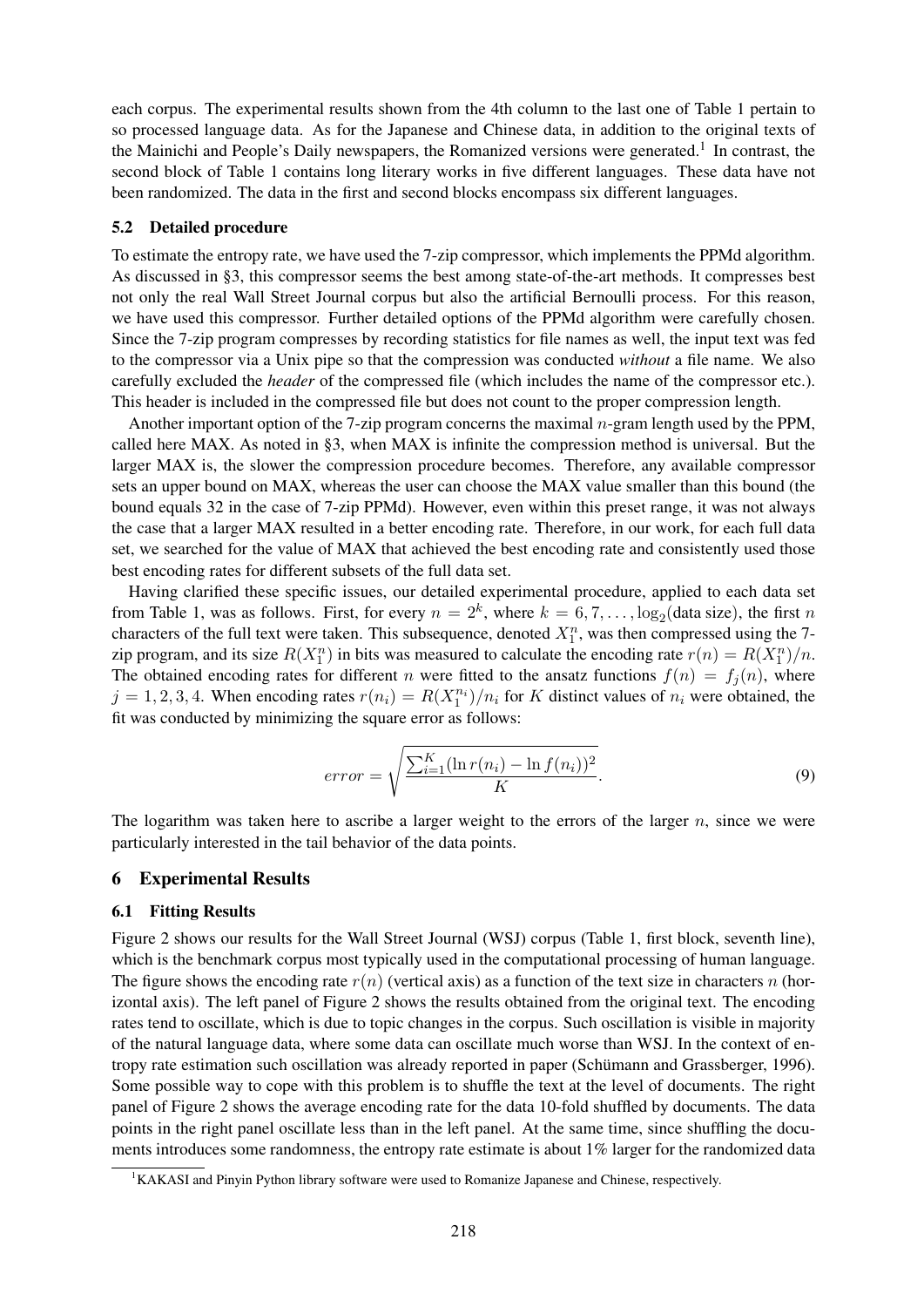each corpus. The experimental results shown from the 4th column to the last one of Table 1 pertain to so processed language data. As for the Japanese and Chinese data, in addition to the original texts of the Mainichi and People's Daily newspapers, the Romanized versions were generated.[1] In contrast, the second block of Table 1 contains long literary works in five different languages. These data have not been randomized. The data in the first and second blocks encompass six different languages.

### 5.2 Detailed procedure

To estimate the entropy rate, we have used the 7-zip compressor, which implements the PPMd algorithm. As discussed in §3, this compressor seems the best among state-of-the-art methods. It compresses best not only the real Wall Street Journal corpus but also the artificial Bernoulli process. For this reason, we have used this compressor. Further detailed options of the PPMd algorithm were carefully chosen. Since the 7-zip program compresses by recording statistics for file names as well, the input text was fed to the compressor via a Unix pipe so that the compression was conducted *without* a file name. We also carefully excluded the *header* of the compressed file (which includes the name of the compressor etc.). This header is included in the compressed file but does not count to the proper compression length.

Another important option of the 7-zip program concerns the maximal $n$-gram length used by the PPM, called here MAX. As noted in §3, when MAX is infinite the compression method is universal. But the larger MAX is, the slower the compression procedure becomes. Therefore, any available compressor sets an upper bound on MAX, whereas the user can choose the MAX value smaller than this bound (the bound equals 32 in the case of 7-zip PPMd). However, even within this preset range, it was not always the case that a larger MAX resulted in a better encoding rate. Therefore, in our work, for each full data set, we searched for the value of MAX that achieved the best encoding rate and consistently used those best encoding rates for different subsets of the full data set.

Having clarified these specific issues, our detailed experimental procedure, applied to each data set from Table 1, was as follows. First, for every $n = 2^k$, where $k = 6, 7, \ldots, \log_2(\text{data size})$, the first $n$ characters of the full text were taken. This subsequence, denoted $X_1^n$, was then compressed using the 7-zip program, and its size $R(X_1^n)$ in bits was measured to calculate the encoding rate $r(n) = R(X_1^n)/n$. The obtained encoding rates for different $n$ were fitted to the ansatz functions $f(n) = f_j(n)$, where $j = 1, 2, 3, 4$. When encoding rates $r(n_i) = R(X_1^{n_i})/n_i$ for $K$ distinct values of $n_i$ were obtained, the fit was conducted by minimizing the square error as follows:

$$error = \sqrt{\frac{\sum_{i=1}^{K} (\ln r(n_i) - \ln f(n_i))^2}{K}}. \quad (9)$$

The logarithm was taken here to ascribe a larger weight to the errors of the larger $n$, since we were particularly interested in the tail behavior of the data points.

## 6 Experimental Results

### 6.1 Fitting Results

Figure 2 shows our results for the Wall Street Journal (WSJ) corpus (Table 1, first block, seventh line), which is the benchmark corpus most typically used in the computational processing of human language. The figure shows the encoding rate $r(n)$ (vertical axis) as a function of the text size in characters $n$ (horizontal axis). The left panel of Figure 2 shows the results obtained from the original text. The encoding rates tend to oscillate, which is due to topic changes in the corpus. Such oscillation is visible in majority of the natural language data, where some data can oscillate much worse than WSJ. In the context of entropy rate estimation such oscillation was already reported in paper (Schümann and Grassberger, 1996). Some possible way to cope with this problem is to shuffle the text at the level of documents. The right panel of Figure 2 shows the average encoding rate for the data 10-fold shuffled by documents. The data points in the right panel oscillate less than in the left panel. At the same time, since shuffling the documents introduces some randomness, the entropy rate estimate is about 1% larger for the randomized data

[1] KAKASI and Pinyin Python library software were used to Romanize Japanese and Chinese, respectively.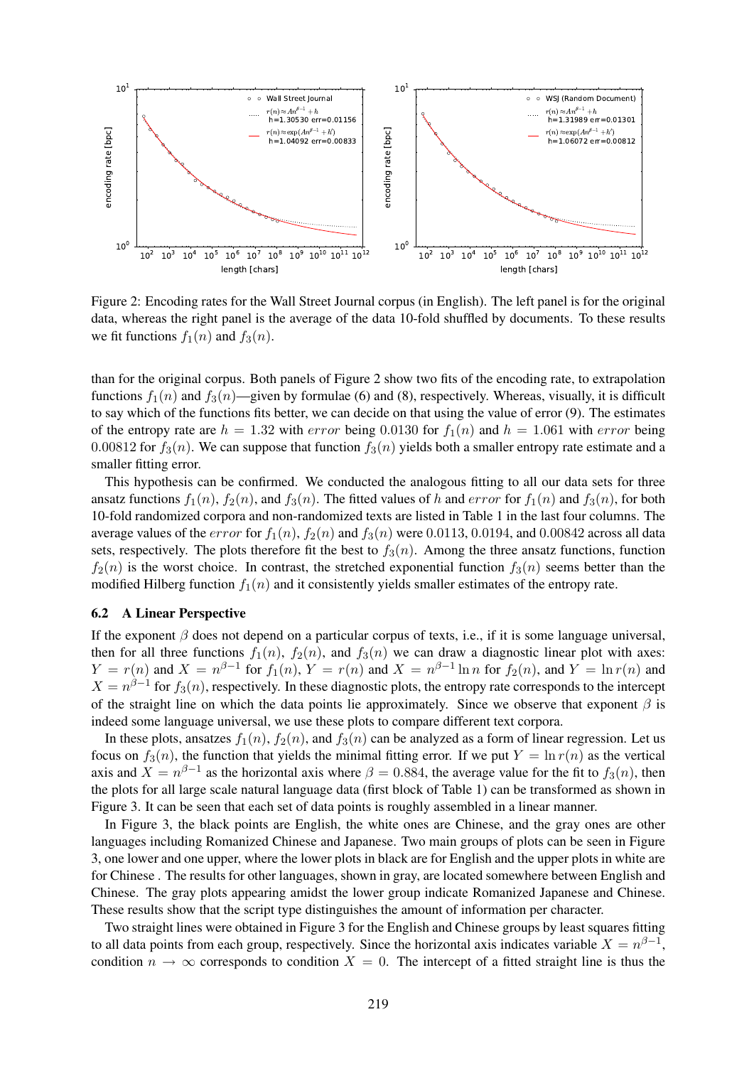10[1]

encoding rate [bpc]

10[0]

$10^2$ $10^3$ $10^4$ $10^5$ $10^6$ $10^7$ $10^8$ $10^9$ $10^{10}$ $10^{11}$ $10^{12}$

length [chars]

Wall Street Journal

$r(n) \approx An^{\beta-1} + h$
h=1.30530 err=0.01156

$r(n) \approx \exp(An^{\beta-1} + h')$
h=1.04092 err=0.00833

10[1]

encoding rate [bpc]

10[0]

$10^2$ $10^3$ $10^4$ $10^5$ $10^6$ $10^7$ $10^8$ $10^9$ $10^{10}$ $10^{11}$ $10^{12}$

length [chars]

WSJ (Random Document)

$r(n) \approx An^{\beta-1} + h$
h=1.31989 err=0.01301

$r(n) \approx \exp(An^{\beta-1} + h')$
h=1.06072 err=0.00812

Figure 2: Encoding rates for the Wall Street Journal corpus (in English). The left panel is for the original data, whereas the right panel is the average of the data 10-fold shuffled by documents. To these results we fit functions $f_1(n)$ and $f_3(n)$.

than for the original corpus. Both panels of Figure 2 show two fits of the encoding rate, to extrapolation functions $f_1(n)$ and $f_3(n)$—given by formulae (6) and (8), respectively. Whereas, visually, it is difficult to say which of the functions fits better, we can decide on that using the value of error (9). The estimates of the entropy rate are $h = 1.32$ with $error$ being 0.0130 for $f_1(n)$ and $h = 1.061$ with $error$ being 0.00812 for $f_3(n)$. We can suppose that function $f_3(n)$ yields both a smaller entropy rate estimate and a smaller fitting error.

This hypothesis can be confirmed. We conducted the analogous fitting to all our data sets for three ansatz functions $f_1(n)$, $f_2(n)$, and $f_3(n)$. The fitted values of $h$ and $error$ for $f_1(n)$ and $f_3(n)$, for both 10-fold randomized corpora and non-randomized texts are listed in Table 1 in the last four columns. The average values of the $error$ for $f_1(n)$, $f_2(n)$ and $f_3(n)$ were 0.0113, 0.0194, and 0.00842 across all data sets, respectively. The plots therefore fit the best to $f_3(n)$. Among the three ansatz functions, function $f_2(n)$ is the worst choice. In contrast, the stretched exponential function $f_3(n)$ seems better than the modified Hilberg function $f_1(n)$ and it consistently yields smaller estimates of the entropy rate.

### 6.2 A Linear Perspective

If the exponent $\beta$ does not depend on a particular corpus of texts, i.e., if it is some language universal, then for all three functions $f_1(n)$, $f_2(n)$, and $f_3(n)$ we can draw a diagnostic linear plot with axes: $Y = r(n)$ and $X = n^{\beta-1}$ for $f_1(n)$, $Y = r(n)$ and $X = n^{\beta-1} \ln n$ for $f_2(n)$, and $Y = \ln r(n)$ and $X = n^{\beta-1}$ for $f_3(n)$, respectively. In these diagnostic plots, the entropy rate corresponds to the intercept of the straight line on which the data points lie approximately. Since we observe that exponent $\beta$ is indeed some language universal, we use these plots to compare different text corpora.

In these plots, ansatzes $f_1(n)$, $f_2(n)$, and $f_3(n)$ can be analyzed as a form of linear regression. Let us focus on $f_3(n)$, the function that yields the minimal fitting error. If we put $Y = \ln r(n)$ as the vertical axis and $X = n^{\beta-1}$ as the horizontal axis where $\beta = 0.884$, the average value for the fit to $f_3(n)$, then the plots for all large scale natural language data (first block of Table 1) can be transformed as shown in Figure 3. It can be seen that each set of data points is roughly assembled in a linear manner.

In Figure 3, the black points are English, the white ones are Chinese, and the gray ones are other languages including Romanized Chinese and Japanese. Two main groups of plots can be seen in Figure 3, one lower and one upper, where the lower plots in black are for English and the upper plots in white are for Chinese . The results for other languages, shown in gray, are located somewhere between English and Chinese. The gray plots appearing amidst the lower group indicate Romanized Japanese and Chinese. These results show that the script type distinguishes the amount of information per character.

Two straight lines were obtained in Figure 3 for the English and Chinese groups by least squares fitting to all data points from each group, respectively. Since the horizontal axis indicates variable $X = n^{\beta-1}$, condition $n \to \infty$ corresponds to condition $X = 0$. The intercept of a fitted straight line is thus the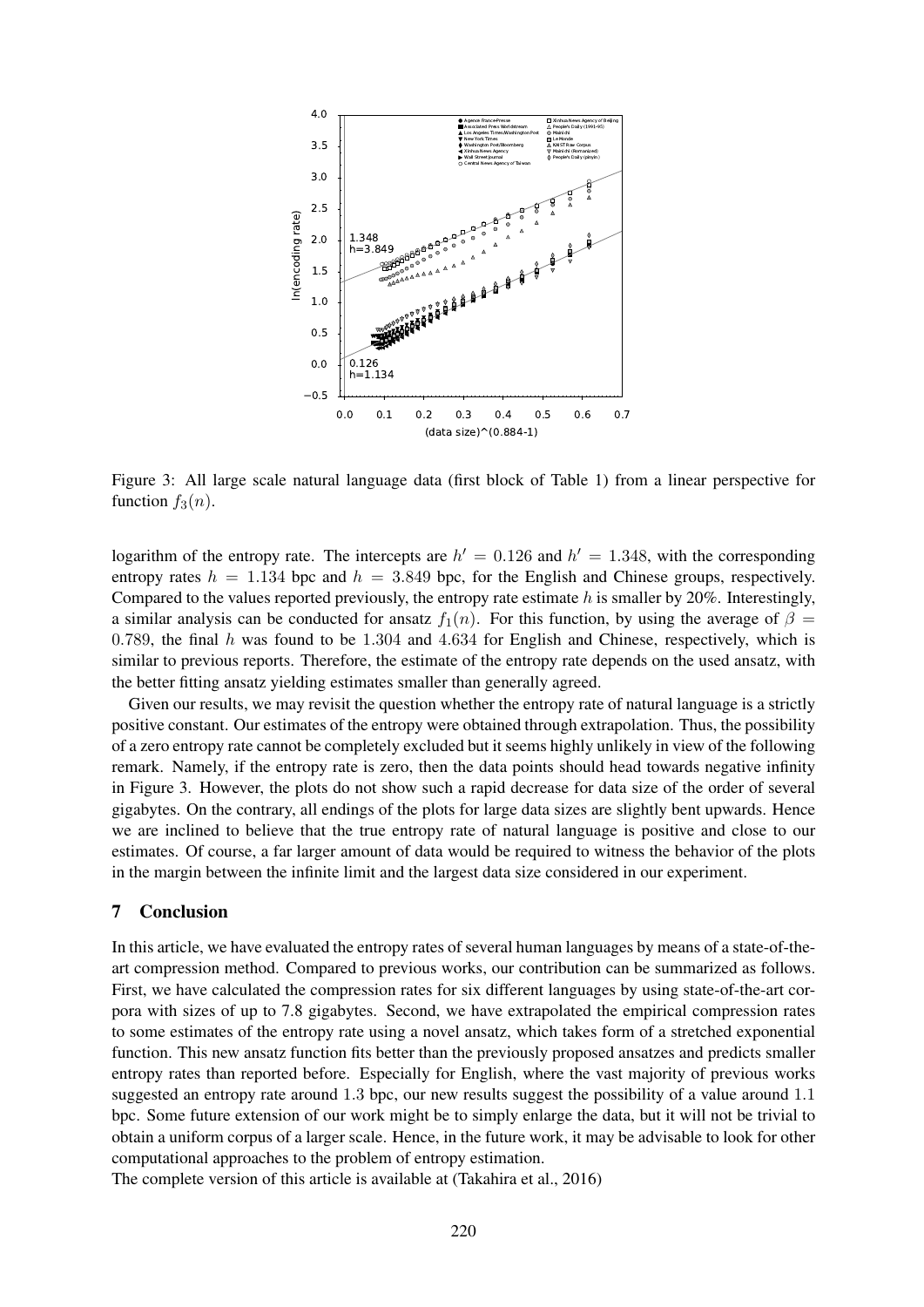4.0
3.5
3.0
2.5
2.0
1.5
1.0
0.5
0.0
−0.5

ln(encoding rate)

0.0 0.1 0.2 0.3 0.4 0.5 0.6 0.7

(data size)^(0.884-1)

1.348
h=3.849

0.126
h=1.134

Agence France-Presse
Associated Press Worldstream
Los Angeles Times/Washington Post
New York Times
Washington Post/Bloomberg
Xinhua News Agency
Wall Street Journal
Central News Agency of Taiwan
Xinhua News Agency of Beijing
People's Daily (1991-95)
Mainichi
Le Monde
KAIST Raw Corpus
Mainichi (Romanized)
People's Daily (pinyin)

Figure 3: All large scale natural language data (first block of Table 1) from a linear perspective for function $f_3(n)$.

logarithm of the entropy rate. The intercepts are $h' = 0.126$ and $h' = 1.348$, with the corresponding entropy rates $h = 1.134$ bpc and $h = 3.849$ bpc, for the English and Chinese groups, respectively. Compared to the values reported previously, the entropy rate estimate $h$ is smaller by 20%. Interestingly, a similar analysis can be conducted for ansatz $f_1(n)$. For this function, by using the average of $\beta = 0.789$, the final $h$ was found to be $1.304$ and $4.634$ for English and Chinese, respectively, which is similar to previous reports. Therefore, the estimate of the entropy rate depends on the used ansatz, with the better fitting ansatz yielding estimates smaller than generally agreed.

Given our results, we may revisit the question whether the entropy rate of natural language is a strictly positive constant. Our estimates of the entropy were obtained through extrapolation. Thus, the possibility of a zero entropy rate cannot be completely excluded but it seems highly unlikely in view of the following remark. Namely, if the entropy rate is zero, then the data points should head towards negative infinity in Figure 3. However, the plots do not show such a rapid decrease for data size of the order of several gigabytes. On the contrary, all endings of the plots for large data sizes are slightly bent upwards. Hence we are inclined to believe that the true entropy rate of natural language is positive and close to our estimates. Of course, a far larger amount of data would be required to witness the behavior of the plots in the margin between the infinite limit and the largest data size considered in our experiment.

## 7 Conclusion

In this article, we have evaluated the entropy rates of several human languages by means of a state-of-the-art compression method. Compared to previous works, our contribution can be summarized as follows. First, we have calculated the compression rates for six different languages by using state-of-the-art corpora with sizes of up to 7.8 gigabytes. Second, we have extrapolated the empirical compression rates to some estimates of the entropy rate using a novel ansatz, which takes form of a stretched exponential function. This new ansatz function fits better than the previously proposed ansatzes and predicts smaller entropy rates than reported before. Especially for English, where the vast majority of previous works suggested an entropy rate around 1.3 bpc, our new results suggest the possibility of a value around 1.1 bpc. Some future extension of our work might be to simply enlarge the data, but it will not be trivial to obtain a uniform corpus of a larger scale. Hence, in the future work, it may be advisable to look for other computational approaches to the problem of entropy estimation.

The complete version of this article is available at (Takahira et al., 2016)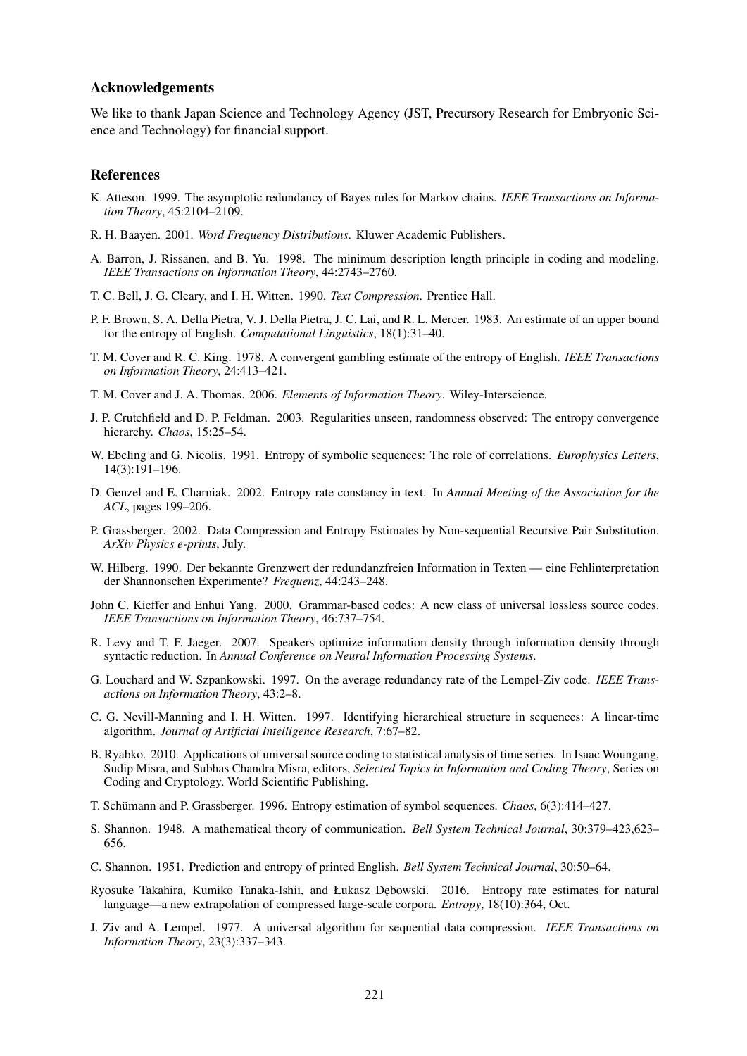## Acknowledgements

We like to thank Japan Science and Technology Agency (JST, Precursory Research for Embryonic Science and Technology) for financial support.

## References

K. Atteson. 1999. The asymptotic redundancy of Bayes rules for Markov chains. *IEEE Transactions on Information Theory*, 45:2104–2109.

R. H. Baayen. 2001. *Word Frequency Distributions*. Kluwer Academic Publishers.

A. Barron, J. Rissanen, and B. Yu. 1998. The minimum description length principle in coding and modeling. *IEEE Transactions on Information Theory*, 44:2743–2760.

T. C. Bell, J. G. Cleary, and I. H. Witten. 1990. *Text Compression*. Prentice Hall.

P. F. Brown, S. A. Della Pietra, V. J. Della Pietra, J. C. Lai, and R. L. Mercer. 1983. An estimate of an upper bound for the entropy of English. *Computational Linguistics*, 18(1):31–40.

T. M. Cover and R. C. King. 1978. A convergent gambling estimate of the entropy of English. *IEEE Transactions on Information Theory*, 24:413–421.

T. M. Cover and J. A. Thomas. 2006. *Elements of Information Theory*. Wiley-Interscience.

J. P. Crutchfield and D. P. Feldman. 2003. Regularities unseen, randomness observed: The entropy convergence hierarchy. *Chaos*, 15:25–54.

W. Ebeling and G. Nicolis. 1991. Entropy of symbolic sequences: The role of correlations. *Europhysics Letters*, 14(3):191–196.

D. Genzel and E. Charniak. 2002. Entropy rate constancy in text. In *Annual Meeting of the Association for the ACL*, pages 199–206.

P. Grassberger. 2002. Data Compression and Entropy Estimates by Non-sequential Recursive Pair Substitution. *ArXiv Physics e-prints*, July.

W. Hilberg. 1990. Der bekannte Grenzwert der redundanzfreien Information in Texten — eine Fehlinterpretation der Shannonschen Experimente? *Frequenz*, 44:243–248.

John C. Kieffer and Enhui Yang. 2000. Grammar-based codes: A new class of universal lossless source codes. *IEEE Transactions on Information Theory*, 46:737–754.

R. Levy and T. F. Jaeger. 2007. Speakers optimize information density through information density through syntactic reduction. In *Annual Conference on Neural Information Processing Systems*.

G. Louchard and W. Szpankowski. 1997. On the average redundancy rate of the Lempel-Ziv code. *IEEE Transactions on Information Theory*, 43:2–8.

C. G. Nevill-Manning and I. H. Witten. 1997. Identifying hierarchical structure in sequences: A linear-time algorithm. *Journal of Artificial Intelligence Research*, 7:67–82.

B. Ryabko. 2010. Applications of universal source coding to statistical analysis of time series. In Isaac Woungang, Sudip Misra, and Subhas Chandra Misra, editors, *Selected Topics in Information and Coding Theory*, Series on Coding and Cryptology. World Scientific Publishing.

T. Schümann and P. Grassberger. 1996. Entropy estimation of symbol sequences. *Chaos*, 6(3):414–427.

S. Shannon. 1948. A mathematical theory of communication. *Bell System Technical Journal*, 30:379–423,623–656.

C. Shannon. 1951. Prediction and entropy of printed English. *Bell System Technical Journal*, 30:50–64.

Ryosuke Takahira, Kumiko Tanaka-Ishii, and Łukasz Dębowski. 2016. Entropy rate estimates for natural language—a new extrapolation of compressed large-scale corpora. *Entropy*, 18(10):364, Oct.

J. Ziv and A. Lempel. 1977. A universal algorithm for sequential data compression. *IEEE Transactions on Information Theory*, 23(3):337–343.